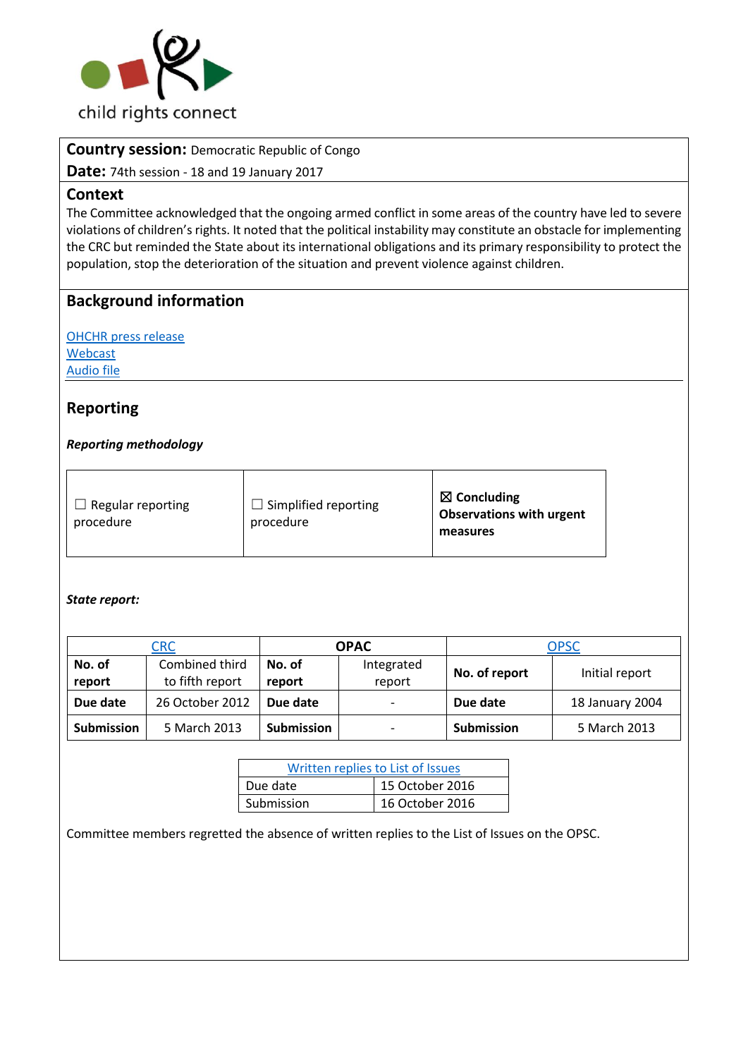child rights connect

**Country session:** Democratic Republic of Congo

**Date:** 74th session - 18 and 19 January 2017

## Context

The Committee acknowledged that the ongoing armed conflict in some areas of the country have led to severe violations of children's rights. It noted that the political instability may constitute an obstacle for implementing the CRC but reminded the State about its international obligations and its primary responsibility to protect the population, stop the deterioration of the situation and prevent violence against children.

## Background information

OHCHR press release
Webcast
Audio file

## Reporting

***Reporting methodology***

| ☐ Regular reporting procedure | ☐ Simplified reporting procedure | ☒ **Concluding Observations with urgent measures** |
|---|---|---|

***State report:***

| CRC | | OPAC | | OPSC | |
|---|---|---|---|---|---|
| **No. of report** | Combined third to fifth report | **No. of report** | Integrated report | **No. of report** | Initial report |
| **Due date** | 26 October 2012 | **Due date** | - | **Due date** | 18 January 2004 |
| **Submission** | 5 March 2013 | **Submission** | - | **Submission** | 5 March 2013 |

| Written replies to List of Issues | |
|---|---|
| Due date | 15 October 2016 |
| Submission | 16 October 2016 |

Committee members regretted the absence of written replies to the List of Issues on the OPSC.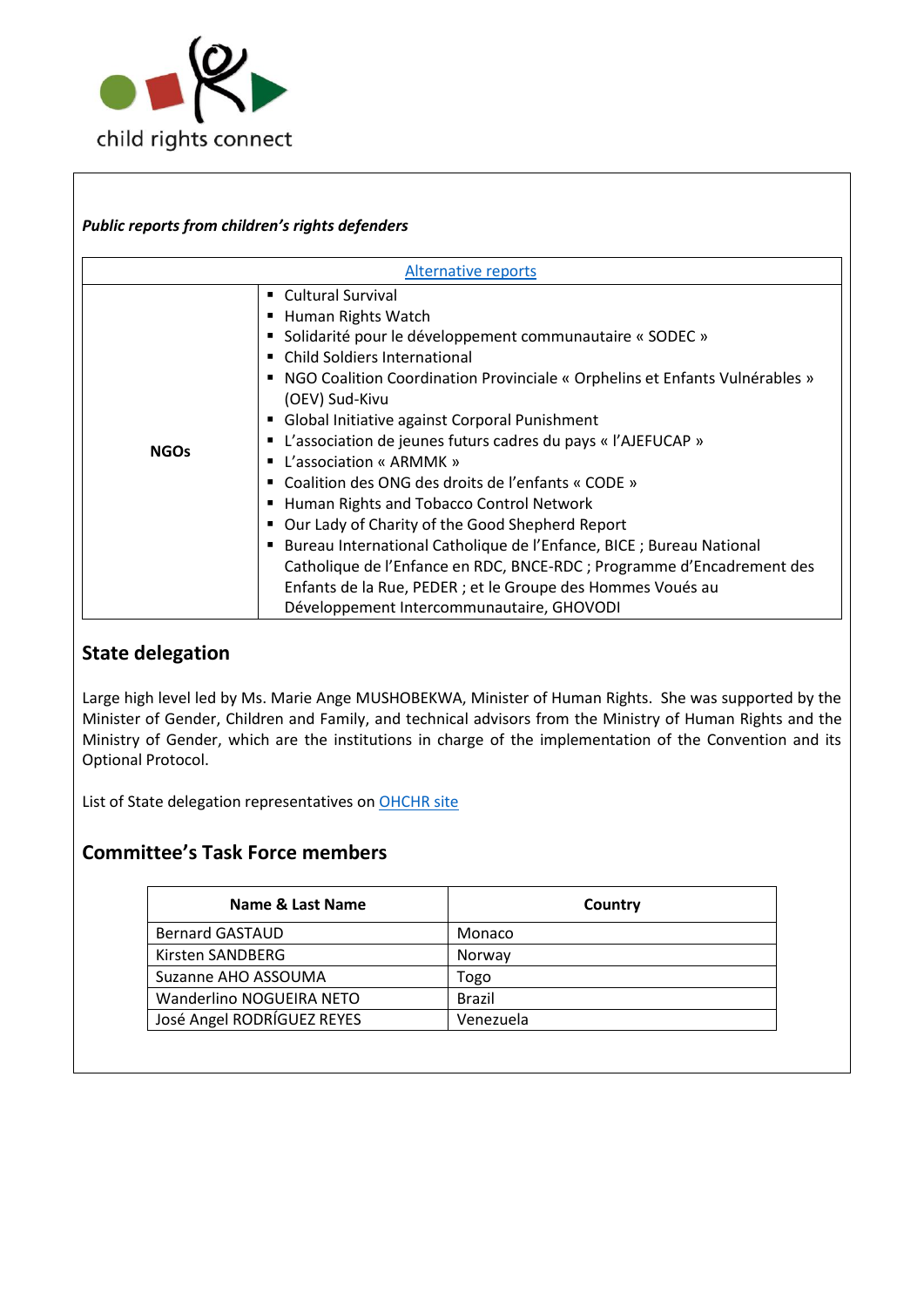***Public reports from children's rights defenders***

| Alternative reports | |
|---|---|
| **NGOs** | ▪ Cultural Survival<br>▪ Human Rights Watch<br>▪ Solidarité pour le développement communautaire « SODEC »<br>▪ Child Soldiers International<br>▪ NGO Coalition Coordination Provinciale « Orphelins et Enfants Vulnérables » (OEV) Sud-Kivu<br>▪ Global Initiative against Corporal Punishment<br>▪ L'association de jeunes futurs cadres du pays « l'AJEFUCAP »<br>▪ L'association « ARMMK »<br>▪ Coalition des ONG des droits de l'enfants « CODE »<br>▪ Human Rights and Tobacco Control Network<br>▪ Our Lady of Charity of the Good Shepherd Report<br>▪ Bureau International Catholique de l'Enfance, BICE ; Bureau National Catholique de l'Enfance en RDC, BNCE-RDC ; Programme d'Encadrement des Enfants de la Rue, PEDER ; et le Groupe des Hommes Voués au Développement Intercommunautaire, GHOVODI |

## State delegation

Large high level led by Ms. Marie Ange MUSHOBEKWA, Minister of Human Rights. She was supported by the Minister of Gender, Children and Family, and technical advisors from the Ministry of Human Rights and the Ministry of Gender, which are the institutions in charge of the implementation of the Convention and its Optional Protocol.

List of State delegation representatives on OHCHR site

## Committee's Task Force members

| Name & Last Name | Country |
|---|---|
| Bernard GASTAUD | Monaco |
| Kirsten SANDBERG | Norway |
| Suzanne AHO ASSOUMA | Togo |
| Wanderlino NOGUEIRA NETO | Brazil |
| José Angel RODRÍGUEZ REYES | Venezuela |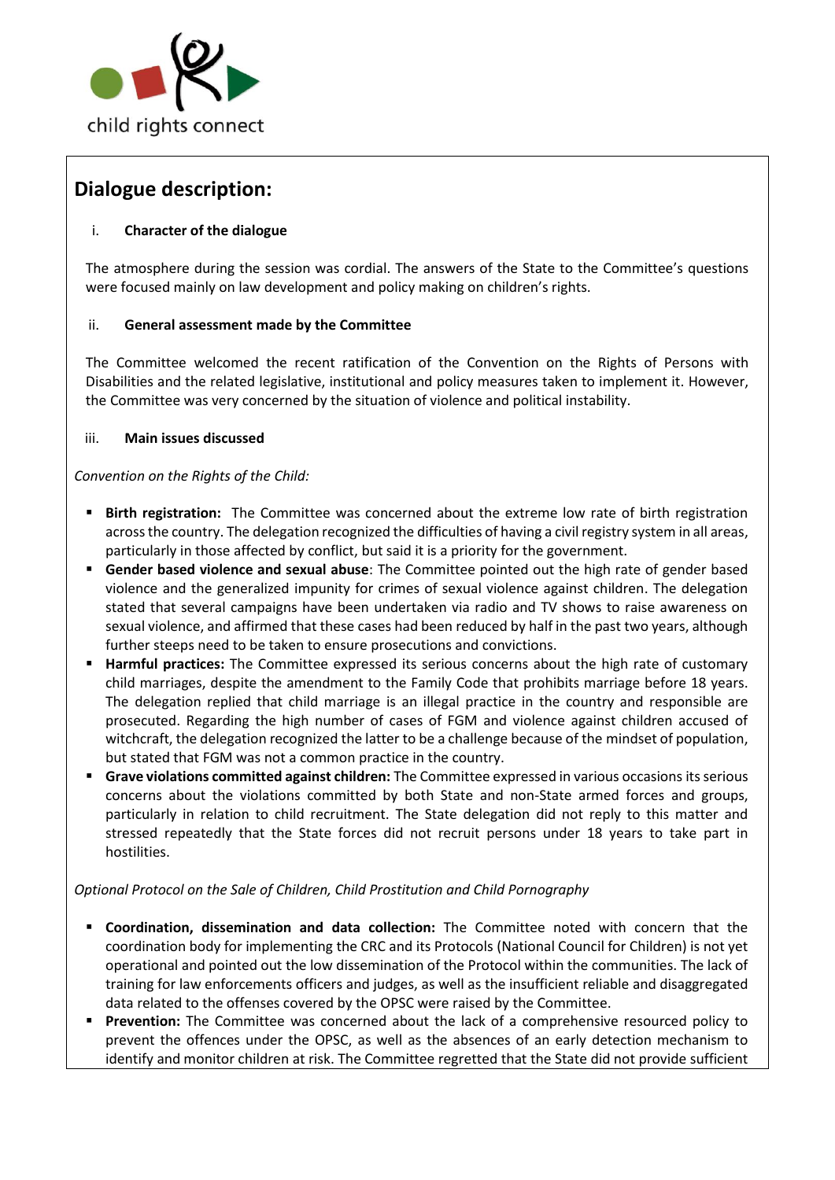## Dialogue description:

### i. Character of the dialogue

The atmosphere during the session was cordial. The answers of the State to the Committee's questions were focused mainly on law development and policy making on children's rights.

### ii. General assessment made by the Committee

The Committee welcomed the recent ratification of the Convention on the Rights of Persons with Disabilities and the related legislative, institutional and policy measures taken to implement it. However, the Committee was very concerned by the situation of violence and political instability.

### iii. Main issues discussed

*Convention on the Rights of the Child:*

- **Birth registration:** The Committee was concerned about the extreme low rate of birth registration across the country. The delegation recognized the difficulties of having a civil registry system in all areas, particularly in those affected by conflict, but said it is a priority for the government.
- **Gender based violence and sexual abuse**: The Committee pointed out the high rate of gender based violence and the generalized impunity for crimes of sexual violence against children. The delegation stated that several campaigns have been undertaken via radio and TV shows to raise awareness on sexual violence, and affirmed that these cases had been reduced by half in the past two years, although further steeps need to be taken to ensure prosecutions and convictions.
- **Harmful practices:** The Committee expressed its serious concerns about the high rate of customary child marriages, despite the amendment to the Family Code that prohibits marriage before 18 years. The delegation replied that child marriage is an illegal practice in the country and responsible are prosecuted. Regarding the high number of cases of FGM and violence against children accused of witchcraft, the delegation recognized the latter to be a challenge because of the mindset of population, but stated that FGM was not a common practice in the country.
- **Grave violations committed against children:** The Committee expressed in various occasions its serious concerns about the violations committed by both State and non-State armed forces and groups, particularly in relation to child recruitment. The State delegation did not reply to this matter and stressed repeatedly that the State forces did not recruit persons under 18 years to take part in hostilities.

*Optional Protocol on the Sale of Children, Child Prostitution and Child Pornography*

- **Coordination, dissemination and data collection:** The Committee noted with concern that the coordination body for implementing the CRC and its Protocols (National Council for Children) is not yet operational and pointed out the low dissemination of the Protocol within the communities. The lack of training for law enforcements officers and judges, as well as the insufficient reliable and disaggregated data related to the offenses covered by the OPSC were raised by the Committee.
- **Prevention:** The Committee was concerned about the lack of a comprehensive resourced policy to prevent the offences under the OPSC, as well as the absences of an early detection mechanism to identify and monitor children at risk. The Committee regretted that the State did not provide sufficient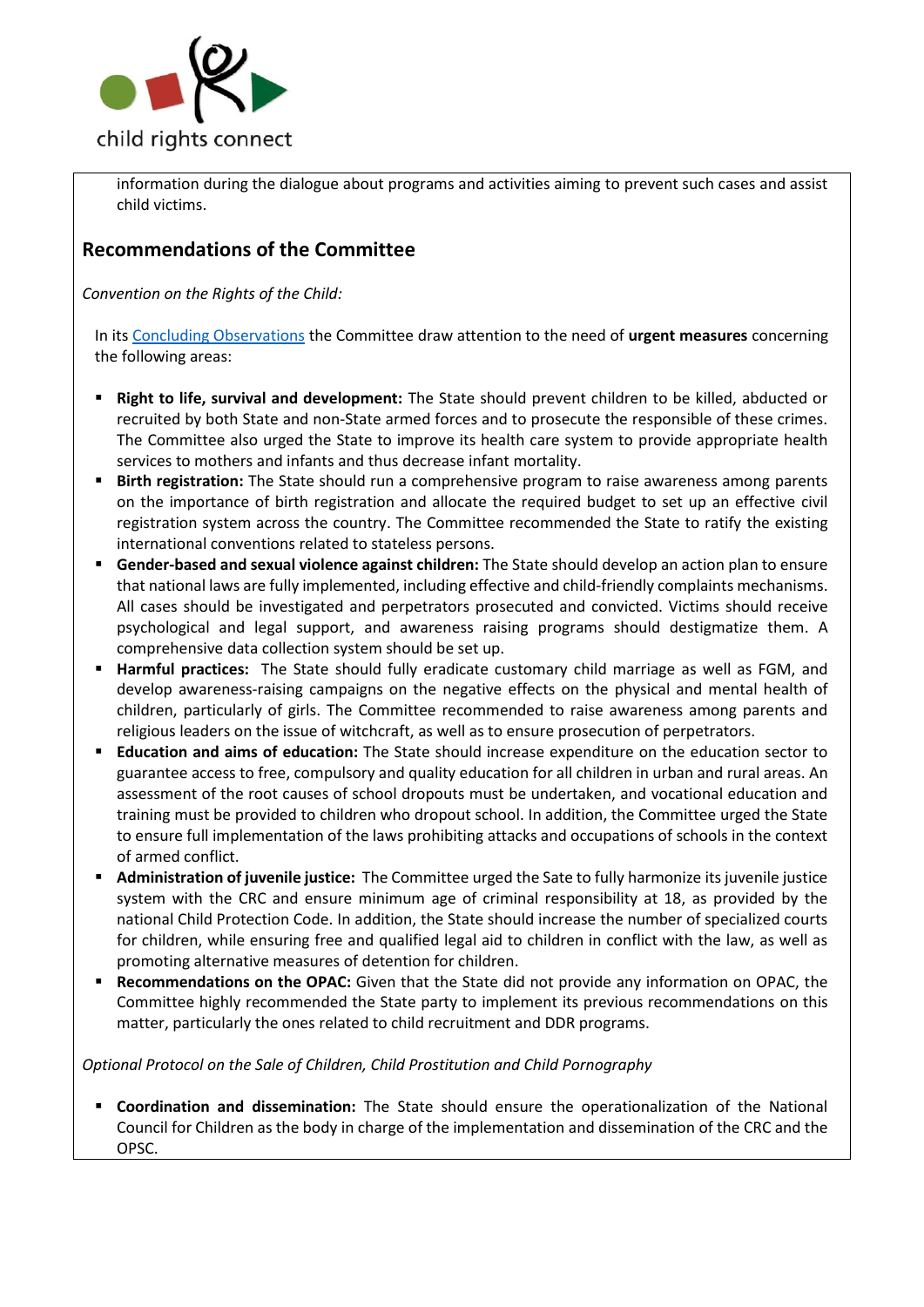information during the dialogue about programs and activities aiming to prevent such cases and assist child victims.

## Recommendations of the Committee

*Convention on the Rights of the Child:*

In its Concluding Observations the Committee draw attention to the need of **urgent measures** concerning the following areas:

- **Right to life, survival and development:** The State should prevent children to be killed, abducted or recruited by both State and non-State armed forces and to prosecute the responsible of these crimes. The Committee also urged the State to improve its health care system to provide appropriate health services to mothers and infants and thus decrease infant mortality.
- **Birth registration:** The State should run a comprehensive program to raise awareness among parents on the importance of birth registration and allocate the required budget to set up an effective civil registration system across the country. The Committee recommended the State to ratify the existing international conventions related to stateless persons.
- **Gender-based and sexual violence against children:** The State should develop an action plan to ensure that national laws are fully implemented, including effective and child-friendly complaints mechanisms. All cases should be investigated and perpetrators prosecuted and convicted. Victims should receive psychological and legal support, and awareness raising programs should destigmatize them. A comprehensive data collection system should be set up.
- **Harmful practices:** The State should fully eradicate customary child marriage as well as FGM, and develop awareness-raising campaigns on the negative effects on the physical and mental health of children, particularly of girls. The Committee recommended to raise awareness among parents and religious leaders on the issue of witchcraft, as well as to ensure prosecution of perpetrators.
- **Education and aims of education:** The State should increase expenditure on the education sector to guarantee access to free, compulsory and quality education for all children in urban and rural areas. An assessment of the root causes of school dropouts must be undertaken, and vocational education and training must be provided to children who dropout school. In addition, the Committee urged the State to ensure full implementation of the laws prohibiting attacks and occupations of schools in the context of armed conflict.
- **Administration of juvenile justice:** The Committee urged the Sate to fully harmonize its juvenile justice system with the CRC and ensure minimum age of criminal responsibility at 18, as provided by the national Child Protection Code. In addition, the State should increase the number of specialized courts for children, while ensuring free and qualified legal aid to children in conflict with the law, as well as promoting alternative measures of detention for children.
- **Recommendations on the OPAC:** Given that the State did not provide any information on OPAC, the Committee highly recommended the State party to implement its previous recommendations on this matter, particularly the ones related to child recruitment and DDR programs.

*Optional Protocol on the Sale of Children, Child Prostitution and Child Pornography*

- **Coordination and dissemination:** The State should ensure the operationalization of the National Council for Children as the body in charge of the implementation and dissemination of the CRC and the OPSC.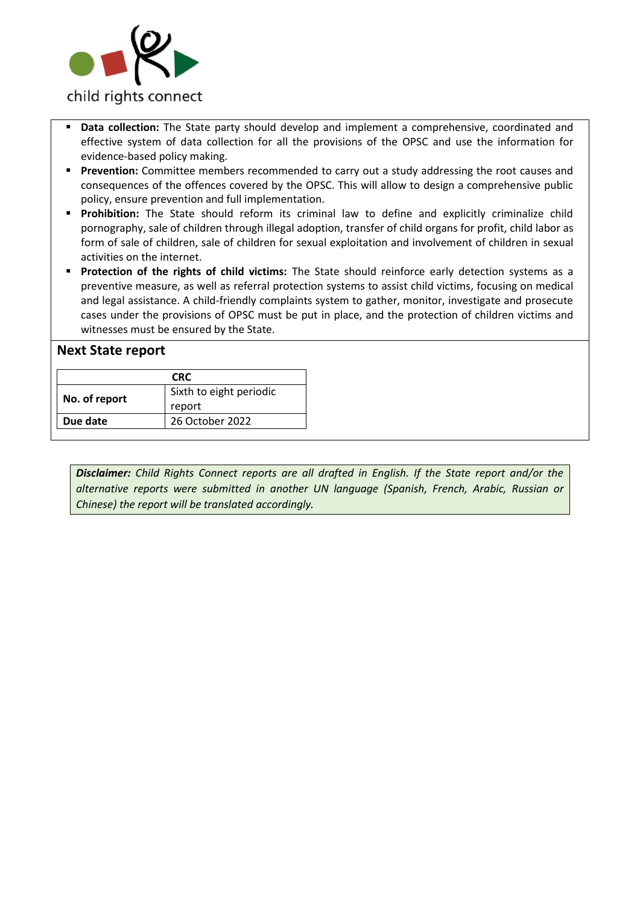- **Data collection:** The State party should develop and implement a comprehensive, coordinated and effective system of data collection for all the provisions of the OPSC and use the information for evidence-based policy making.
- **Prevention:** Committee members recommended to carry out a study addressing the root causes and consequences of the offences covered by the OPSC. This will allow to design a comprehensive public policy, ensure prevention and full implementation.
- **Prohibition:** The State should reform its criminal law to define and explicitly criminalize child pornography, sale of children through illegal adoption, transfer of child organs for profit, child labor as form of sale of children, sale of children for sexual exploitation and involvement of children in sexual activities on the internet.
- **Protection of the rights of child victims:** The State should reinforce early detection systems as a preventive measure, as well as referral protection systems to assist child victims, focusing on medical and legal assistance. A child-friendly complaints system to gather, monitor, investigate and prosecute cases under the provisions of OPSC must be put in place, and the protection of children victims and witnesses must be ensured by the State.

## Next State report

| CRC | |
|---|---|
| **No. of report** | Sixth to eight periodic report |
| **Due date** | 26 October 2022 |

***Disclaimer:*** *Child Rights Connect reports are all drafted in English. If the State report and/or the alternative reports were submitted in another UN language (Spanish, French, Arabic, Russian or Chinese) the report will be translated accordingly.*